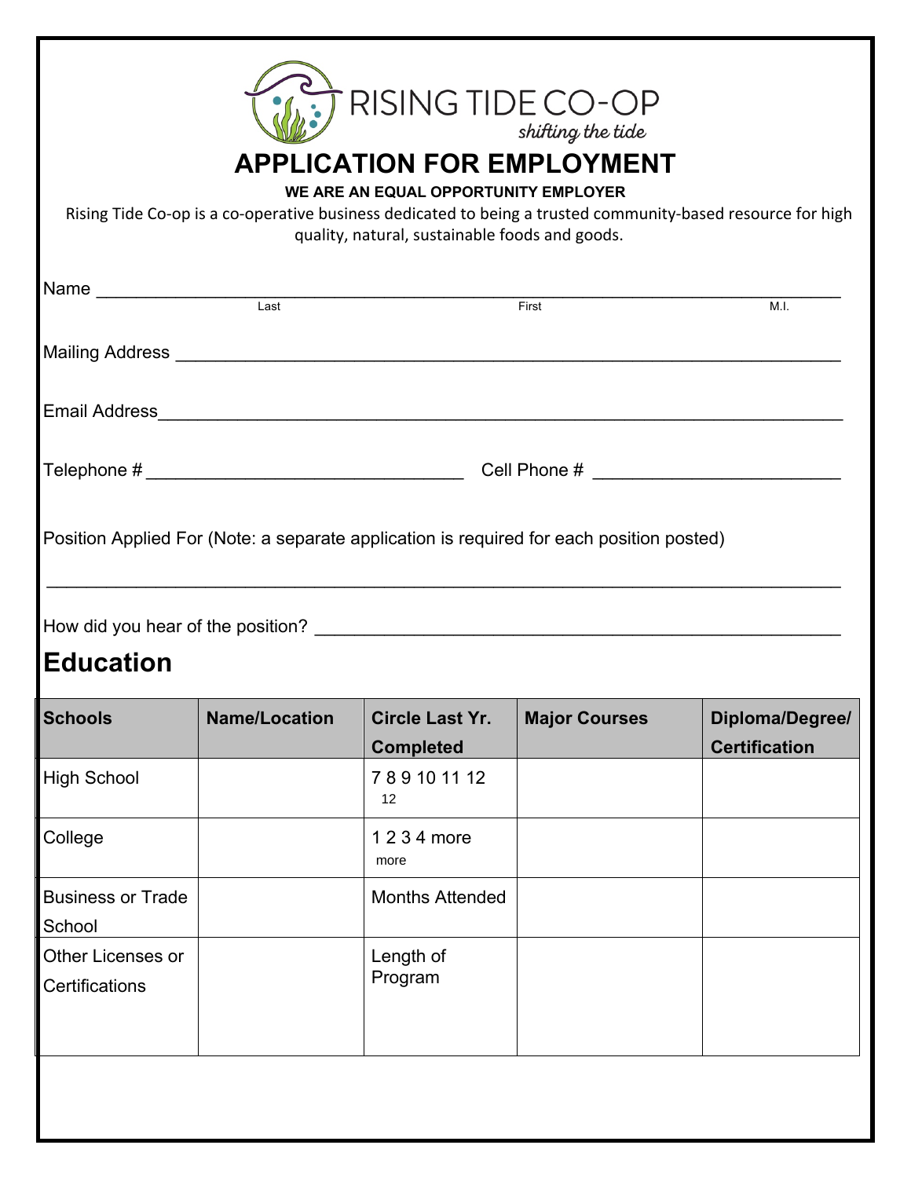RISING TIDE CO-OP

*shifting the tide*

# APPLICATION FOR EMPLOYMENT

**WE ARE AN EQUAL OPPORTUNITY EMPLOYER**

Rising Tide Co-op is a co-operative business dedicated to being a trusted community-based resource for high quality, natural, sustainable foods and goods.

Name ______________________________________________________________________
Last First M.I.

Mailing Address _____________________________________________________________

Email Address_______________________________________________________________

Telephone # ______________________________ Cell Phone # ______________________

Position Applied For (Note: a separate application is required for each position posted)

___________________________________________________________________________

How did you hear of the position? ___________________________________________

## Education

| Schools | Name/Location | Circle Last Yr. Completed | Major Courses | Diploma/Degree/ Certification |
|---|---|---|---|---|
| High School | | 7 8 9 10 11 12 | | |
| College | | 1 2 3 4 more | | |
| Business or Trade School | | Months Attended | | |
| Other Licenses or Certifications | | Length of Program | | |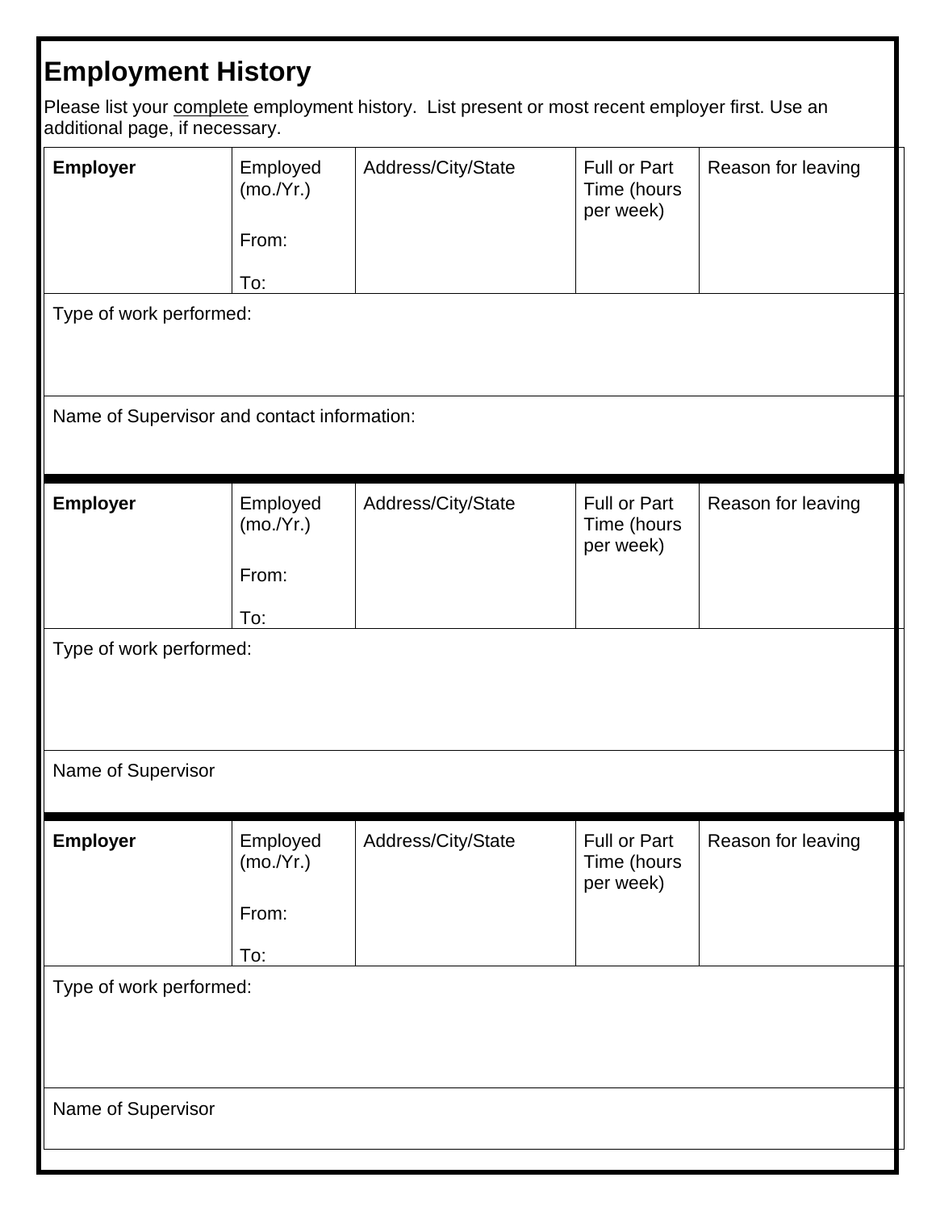## Employment History

Please list your <u>complete</u> employment history. List present or most recent employer first. Use an additional page, if necessary.

| **Employer** | Employed (mo./Yr.)<br><br>From:<br><br>To: | Address/City/State | Full or Part Time (hours per week) | Reason for leaving |
|---|---|---|---|---|
| Type of work performed: | | | | |
| Name of Supervisor and contact information: | | | | |

| **Employer** | Employed (mo./Yr.)<br><br>From:<br><br>To: | Address/City/State | Full or Part Time (hours per week) | Reason for leaving |
|---|---|---|---|---|
| Type of work performed: | | | | |
| Name of Supervisor | | | | |

| **Employer** | Employed (mo./Yr.)<br><br>From:<br><br>To: | Address/City/State | Full or Part Time (hours per week) | Reason for leaving |
|---|---|---|---|---|
| Type of work performed: | | | | |
| Name of Supervisor | | | | |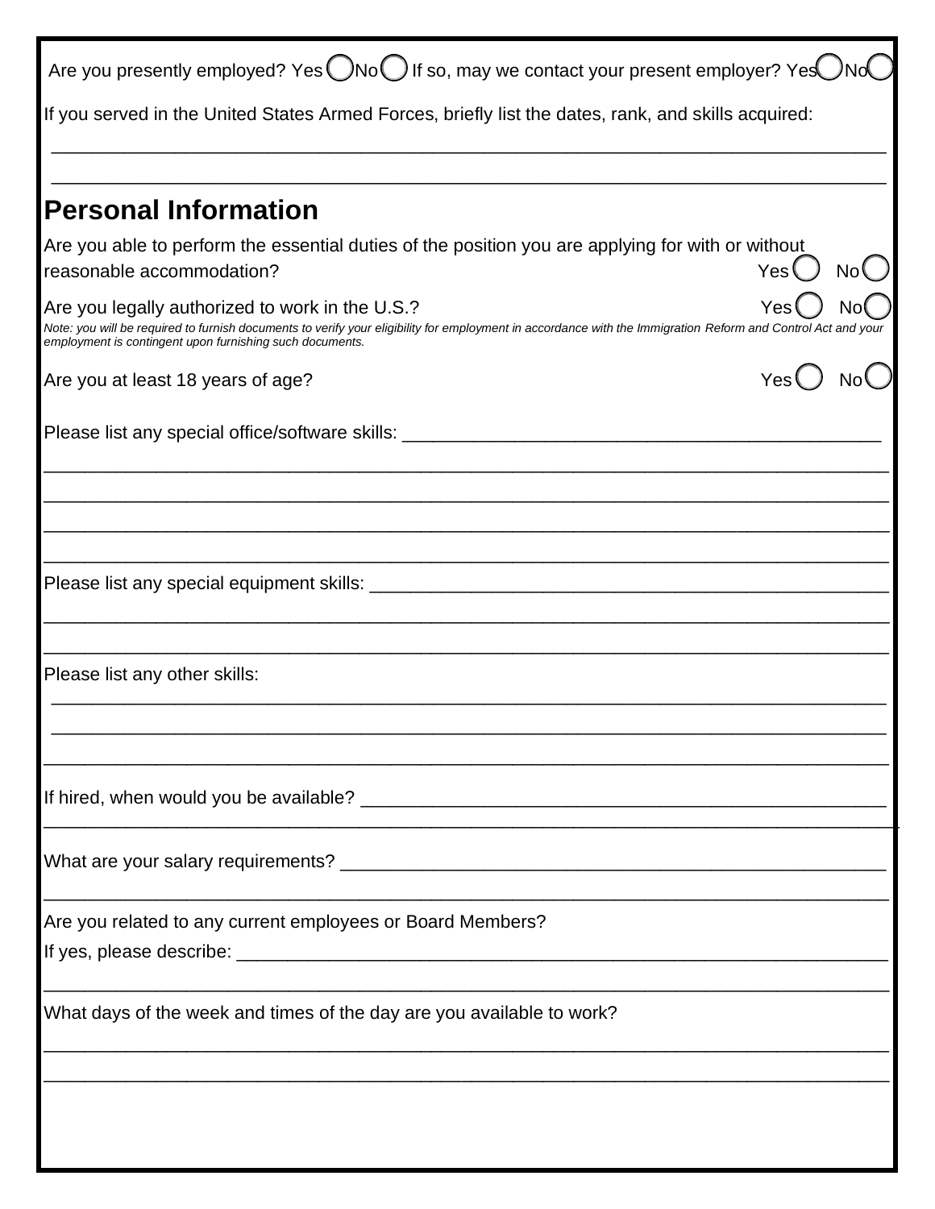Are you presently employed? Yes ◯ No ◯ If so, may we contact your present employer? Yes ◯ No ◯

If you served in the United States Armed Forces, briefly list the dates, rank, and skills acquired:

______________________________________________________________________________

______________________________________________________________________________

## Personal Information

Are you able to perform the essential duties of the position you are applying for with or without reasonable accommodation? Yes ◯ No ◯

Are you legally authorized to work in the U.S.? Yes ◯ No ◯

*Note: you will be required to furnish documents to verify your eligibility for employment in accordance with the Immigration Reform and Control Act and your employment is contingent upon furnishing such documents.*

Are you at least 18 years of age? Yes ◯ No ◯

Please list any special office/software skills: ________________________________________________

______________________________________________________________________________

______________________________________________________________________________

______________________________________________________________________________

______________________________________________________________________________

Please list any special equipment skills: ______________________________________________________

______________________________________________________________________________

______________________________________________________________________________

Please list any other skills:

______________________________________________________________________________

______________________________________________________________________________

______________________________________________________________________________

If hired, when would you be available? ________________________________________________________

______________________________________________________________________________

What are your salary requirements? ___________________________________________________________

______________________________________________________________________________

Are you related to any current employees or Board Members?

If yes, please describe: ____________________________________________________________________

______________________________________________________________________________

What days of the week and times of the day are you available to work?

______________________________________________________________________________

______________________________________________________________________________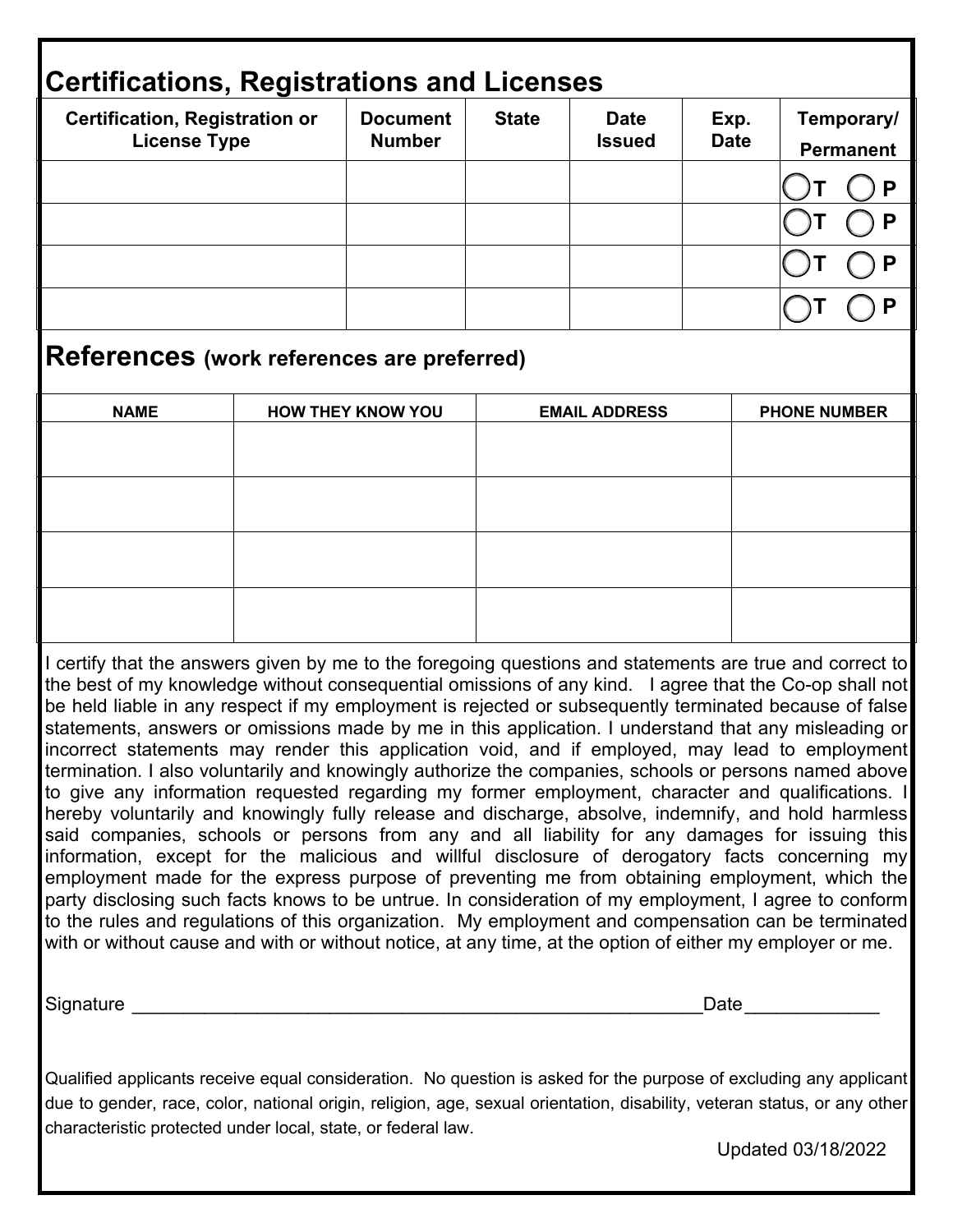## Certifications, Registrations and Licenses

| Certification, Registration or License Type | Document Number | State | Date Issued | Exp. Date | Temporary/ Permanent |
|---|---|---|---|---|---|
| | | | | | ◯T ◯P |
| | | | | | ◯T ◯P |
| | | | | | ◯T ◯P |
| | | | | | ◯T ◯P |

## References (work references are preferred)

| NAME | HOW THEY KNOW YOU | EMAIL ADDRESS | PHONE NUMBER |
|---|---|---|---|
| | | | |
| | | | |
| | | | |
| | | | |

I certify that the answers given by me to the foregoing questions and statements are true and correct to the best of my knowledge without consequential omissions of any kind. I agree that the Co-op shall not be held liable in any respect if my employment is rejected or subsequently terminated because of false statements, answers or omissions made by me in this application. I understand that any misleading or incorrect statements may render this application void, and if employed, may lead to employment termination. I also voluntarily and knowingly authorize the companies, schools or persons named above to give any information requested regarding my former employment, character and qualifications. I hereby voluntarily and knowingly fully release and discharge, absolve, indemnify, and hold harmless said companies, schools or persons from any and all liability for any damages for issuing this information, except for the malicious and willful disclosure of derogatory facts concerning my employment made for the express purpose of preventing me from obtaining employment, which the party disclosing such facts knows to be untrue. In consideration of my employment, I agree to conform to the rules and regulations of this organization. My employment and compensation can be terminated with or without cause and with or without notice, at any time, at the option of either my employer or me.

Signature ________________________________________________________Date_____________

Qualified applicants receive equal consideration. No question is asked for the purpose of excluding any applicant due to gender, race, color, national origin, religion, age, sexual orientation, disability, veteran status, or any other characteristic protected under local, state, or federal law.

Updated 03/18/2022